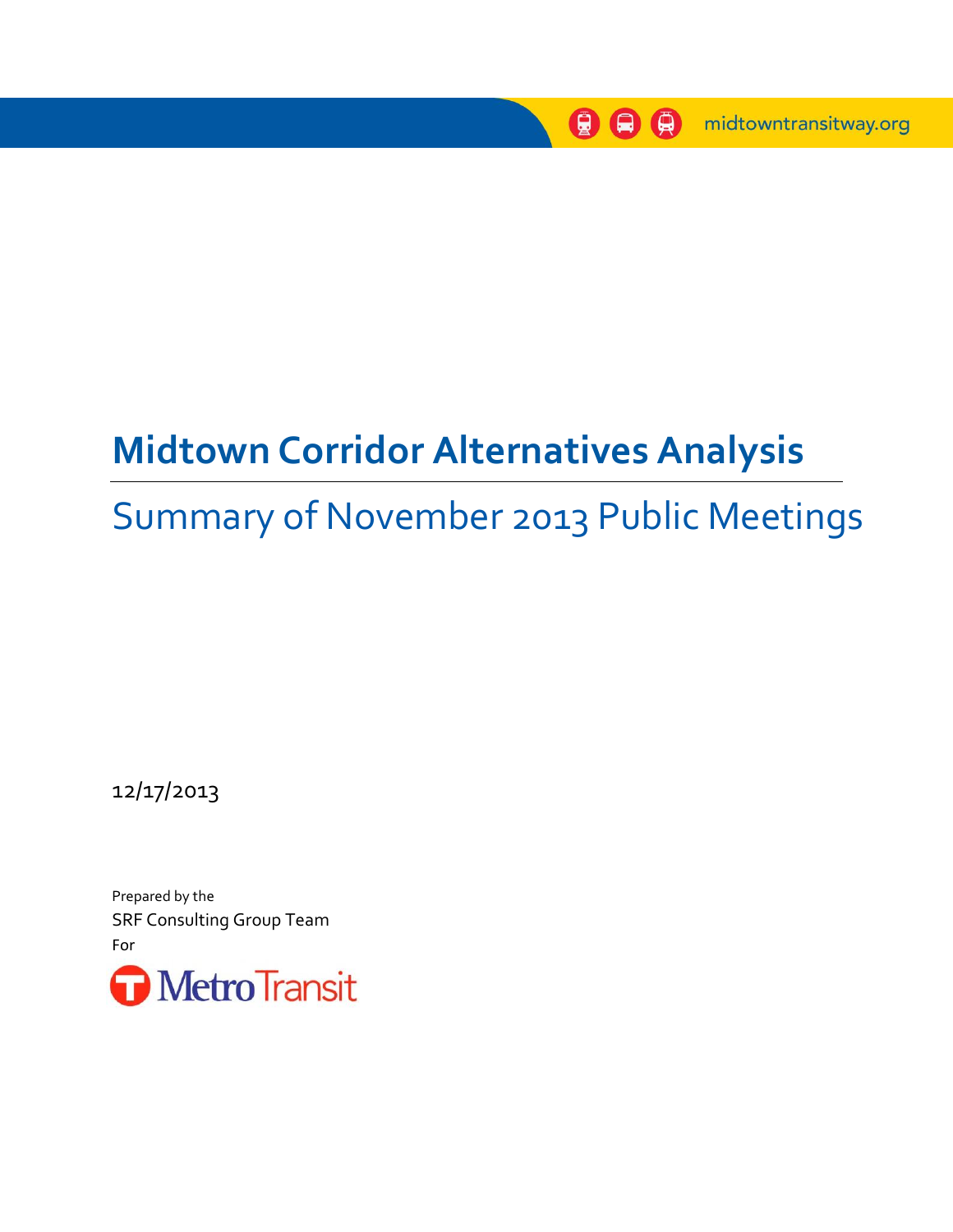midtowntransitway.org

# Midtown Corridor Alternatives Analysis

## Summary of November 2013 Public Meetings

12/17/2013

Prepared by the

SRF Consulting Group Team

For

Metro Transit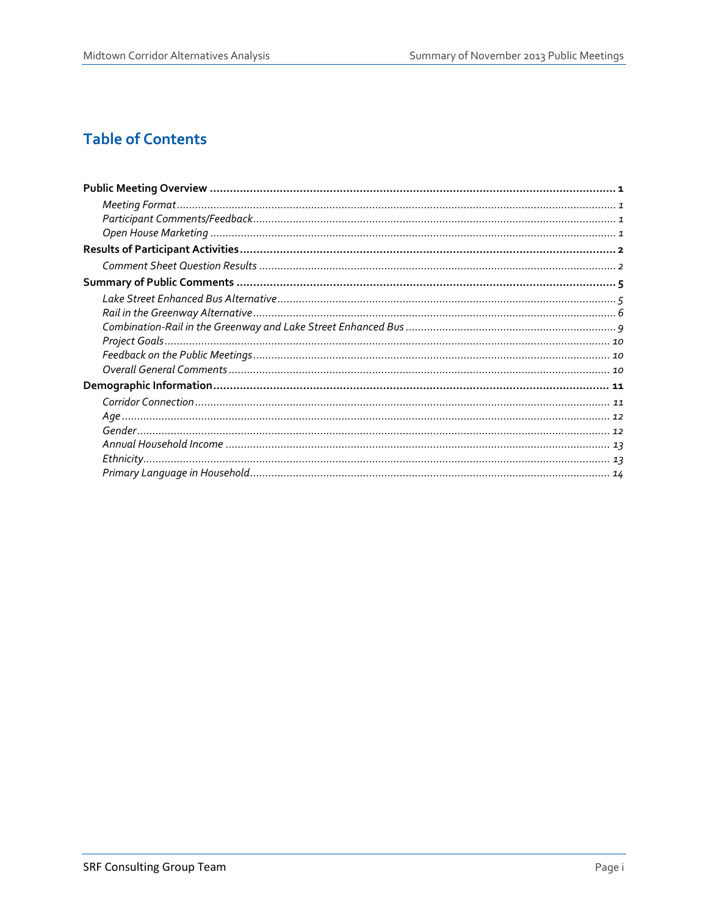# Table of Contents

**Public Meeting Overview** ........................................ **1**

*Meeting Format* ........................................ *1*

*Participant Comments/Feedback* ........................................ *1*

*Open House Marketing* ........................................ *1*

**Results of Participant Activities** ........................................ **2**

*Comment Sheet Question Results* ........................................ *2*

**Summary of Public Comments** ........................................ **5**

*Lake Street Enhanced Bus Alternative* ........................................ *5*

*Rail in the Greenway Alternative* ........................................ *6*

*Combination-Rail in the Greenway and Lake Street Enhanced Bus* ........................................ *9*

*Project Goals* ........................................ *10*

*Feedback on the Public Meetings* ........................................ *10*

*Overall General Comments* ........................................ *10*

**Demographic Information** ........................................ **11**

*Corridor Connection* ........................................ *11*

*Age* ........................................ *12*

*Gender* ........................................ *12*

*Annual Household Income* ........................................ *13*

*Ethnicity* ........................................ *13*

*Primary Language in Household* ........................................ *14*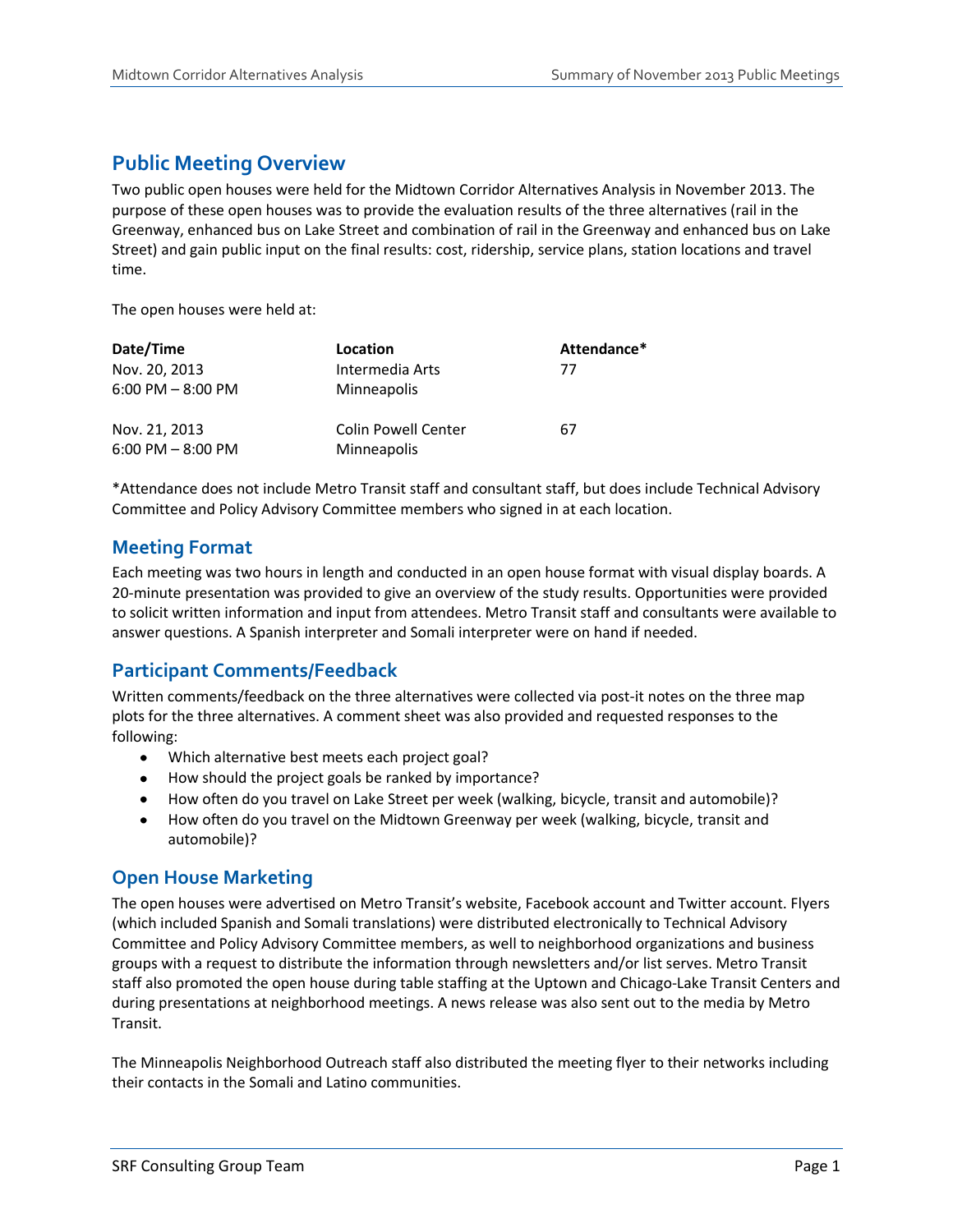## Public Meeting Overview

Two public open houses were held for the Midtown Corridor Alternatives Analysis in November 2013. The purpose of these open houses was to provide the evaluation results of the three alternatives (rail in the Greenway, enhanced bus on Lake Street and combination of rail in the Greenway and enhanced bus on Lake Street) and gain public input on the final results: cost, ridership, service plans, station locations and travel time.

The open houses were held at:

| Date/Time | Location | Attendance* |
|---|---|---|
| Nov. 20, 2013<br>6:00 PM – 8:00 PM | Intermedia Arts<br>Minneapolis | 77 |
| Nov. 21, 2013<br>6:00 PM – 8:00 PM | Colin Powell Center<br>Minneapolis | 67 |

*Attendance does not include Metro Transit staff and consultant staff, but does include Technical Advisory Committee and Policy Advisory Committee members who signed in at each location.

### Meeting Format

Each meeting was two hours in length and conducted in an open house format with visual display boards. A 20-minute presentation was provided to give an overview of the study results. Opportunities were provided to solicit written information and input from attendees. Metro Transit staff and consultants were available to answer questions. A Spanish interpreter and Somali interpreter were on hand if needed.

### Participant Comments/Feedback

Written comments/feedback on the three alternatives were collected via post-it notes on the three map plots for the three alternatives. A comment sheet was also provided and requested responses to the following:

- Which alternative best meets each project goal?
- How should the project goals be ranked by importance?
- How often do you travel on Lake Street per week (walking, bicycle, transit and automobile)?
- How often do you travel on the Midtown Greenway per week (walking, bicycle, transit and automobile)?

### Open House Marketing

The open houses were advertised on Metro Transit's website, Facebook account and Twitter account. Flyers (which included Spanish and Somali translations) were distributed electronically to Technical Advisory Committee and Policy Advisory Committee members, as well to neighborhood organizations and business groups with a request to distribute the information through newsletters and/or list serves. Metro Transit staff also promoted the open house during table staffing at the Uptown and Chicago-Lake Transit Centers and during presentations at neighborhood meetings. A news release was also sent out to the media by Metro Transit.

The Minneapolis Neighborhood Outreach staff also distributed the meeting flyer to their networks including their contacts in the Somali and Latino communities.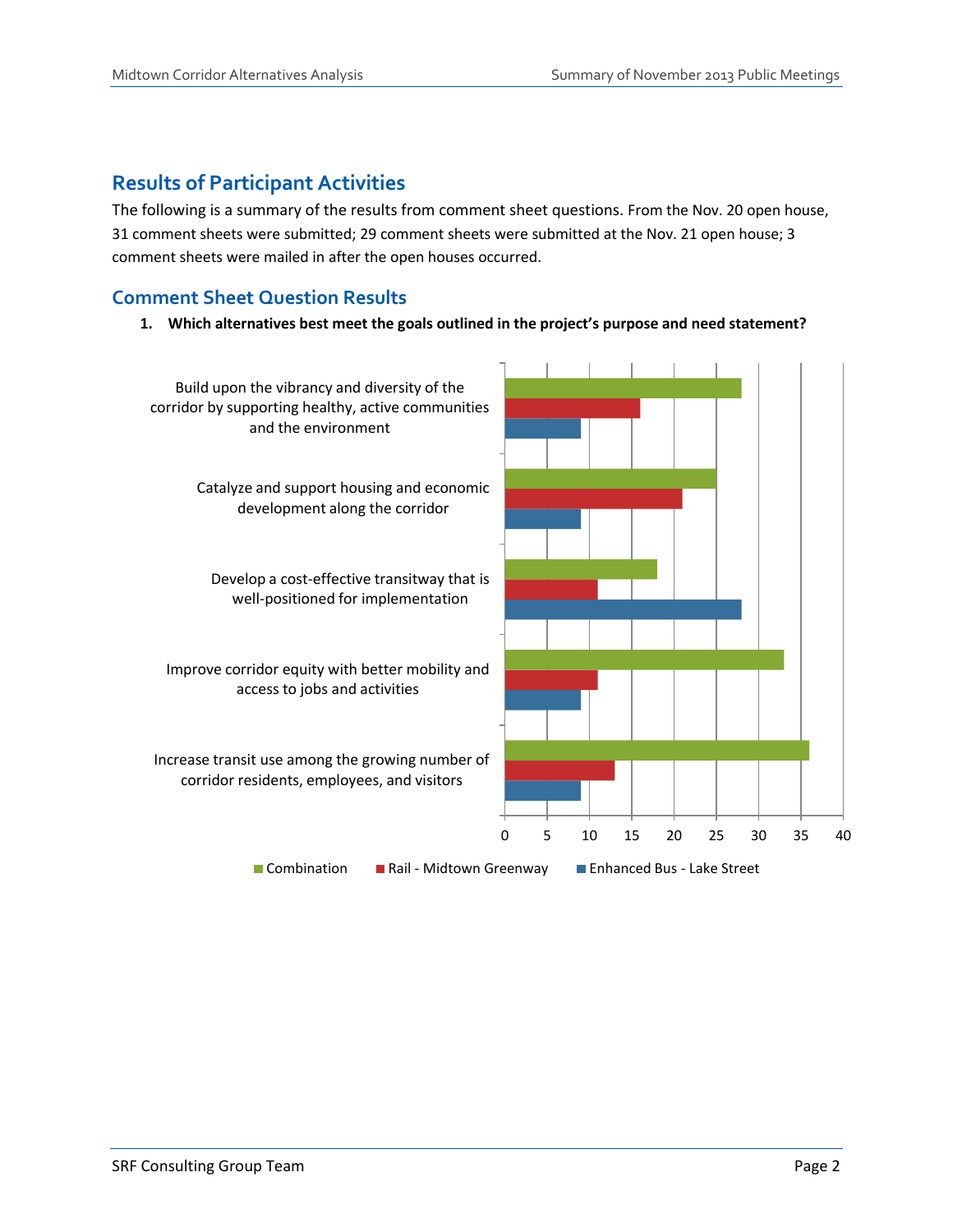## Results of Participant Activities

The following is a summary of the results from comment sheet questions. From the Nov. 20 open house, 31 comment sheets were submitted; 29 comment sheets were submitted at the Nov. 21 open house; 3 comment sheets were mailed in after the open houses occurred.

### Comment Sheet Question Results

1. **Which alternatives best meet the goals outlined in the project's purpose and need statement?**

| Goal | Combination | Rail - Midtown Greenway | Enhanced Bus - Lake Street |
|---|---|---|---|
| Build upon the vibrancy and diversity of the corridor by supporting healthy, active communities and the environment | 28 | 16 | 9 |
| Catalyze and support housing and economic development along the corridor | 25 | 21 | 9 |
| Develop a cost-effective transitway that is well-positioned for implementation | 18 | 11 | 28 |
| Improve corridor equity with better mobility and access to jobs and activities | 33 | 11 | 9 |
| Increase transit use among the growing number of corridor residents, employees, and visitors | 36 | 13 | 9 |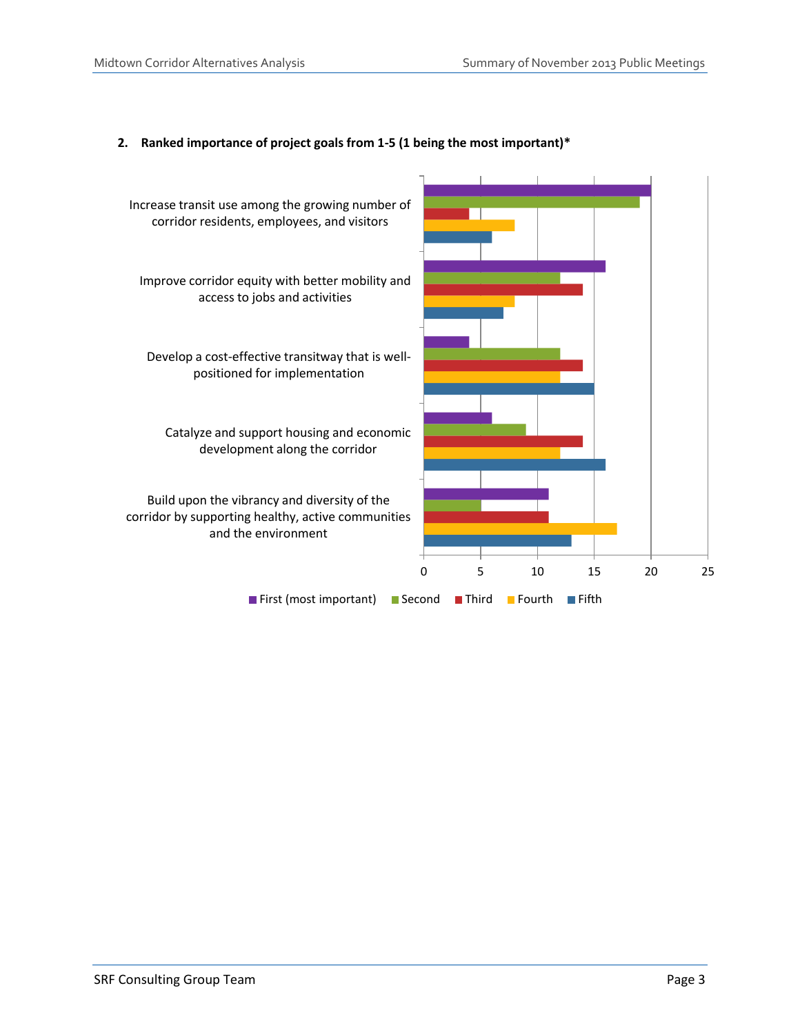**2. Ranked importance of project goals from 1-5 (1 being the most important)***

| Goal | First (most important) | Second | Third | Fourth | Fifth |
|---|---|---|---|---|---|
| Increase transit use among the growing number of corridor residents, employees, and visitors | 20 | 19 | 4 | 8 | 6 |
| Improve corridor equity with better mobility and access to jobs and activities | 16 | 12 | 14 | 8 | 7 |
| Develop a cost-effective transitway that is well-positioned for implementation | 4 | 12 | 14 | 12 | 15 |
| Catalyze and support housing and economic development along the corridor | 6 | 9 | 14 | 12 | 16 |
| Build upon the vibrancy and diversity of the corridor by supporting healthy, active communities and the environment | 11 | 5 | 11 | 17 | 13 |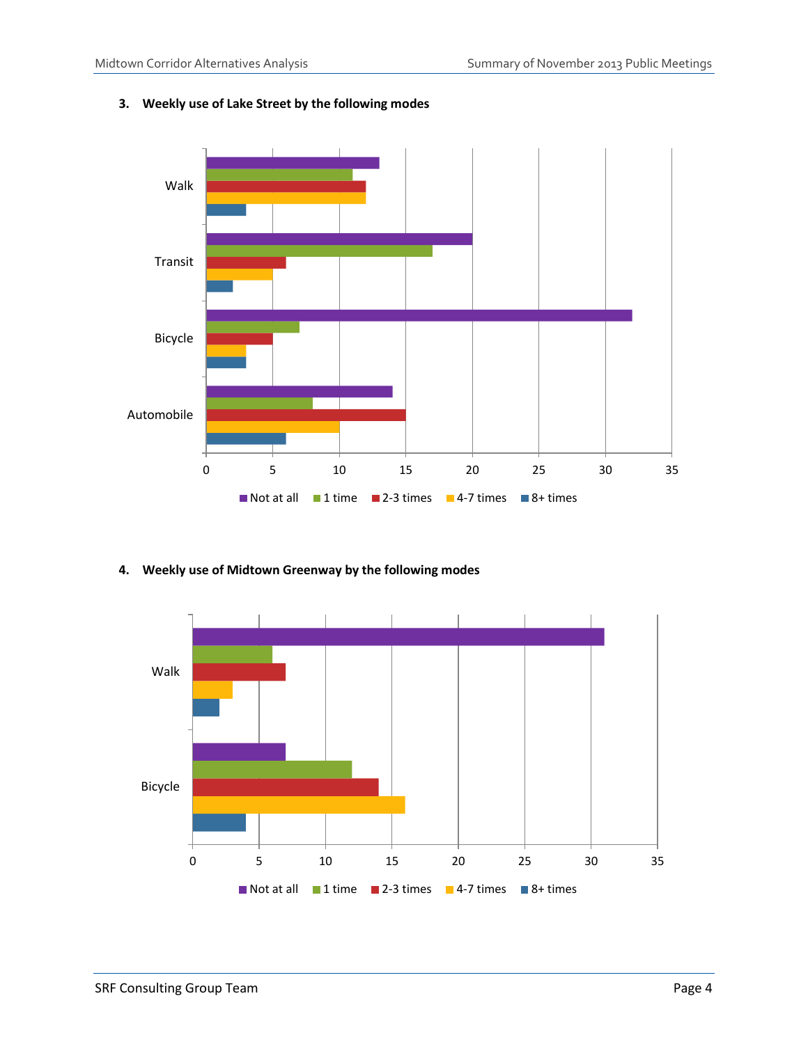**3. Weekly use of Lake Street by the following modes**

| Mode | Not at all | 1 time | 2-3 times | 4-7 times | 8+ times |
|---|---|---|---|---|---|
| Walk | 13 | 11 | 12 | 12 | 3 |
| Transit | 20 | 17 | 6 | 5 | 2 |
| Bicycle | 32 | 7 | 5 | 3 | 3 |
| Automobile | 14 | 8 | 15 | 10 | 6 |

**4. Weekly use of Midtown Greenway by the following modes**

| Mode | Not at all | 1 time | 2-3 times | 4-7 times | 8+ times |
|---|---|---|---|---|---|
| Walk | 31 | 6 | 7 | 3 | 2 |
| Bicycle | 7 | 12 | 14 | 16 | 4 |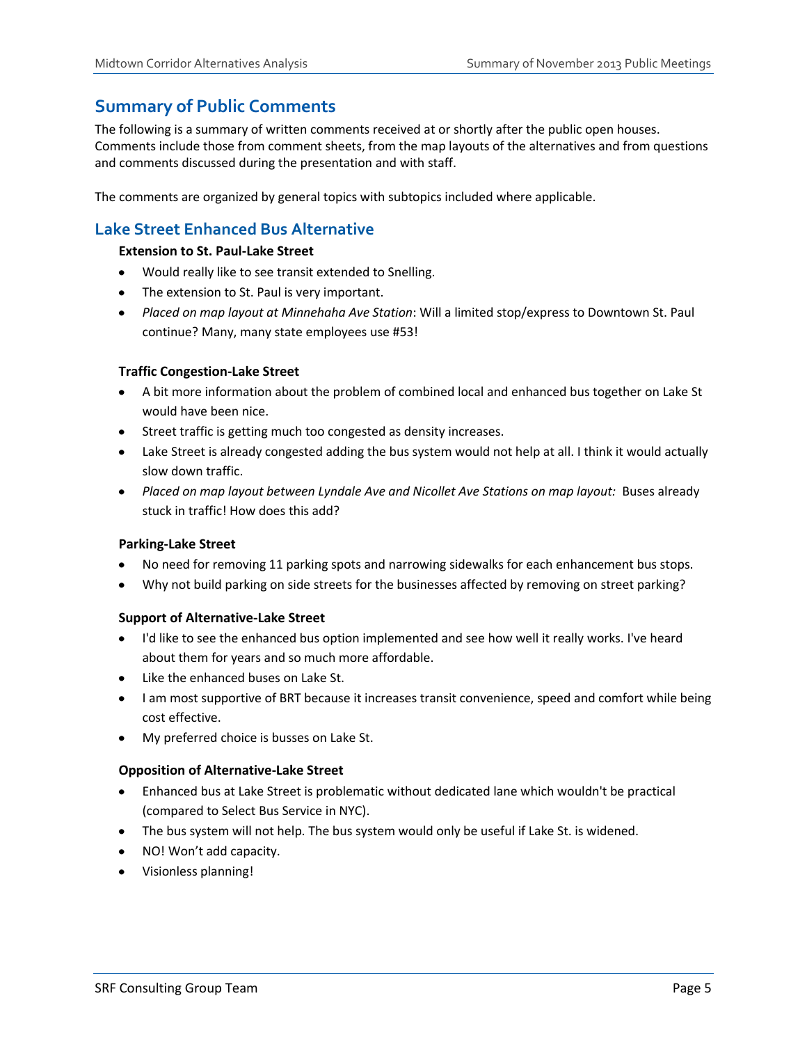## Summary of Public Comments

The following is a summary of written comments received at or shortly after the public open houses. Comments include those from comment sheets, from the map layouts of the alternatives and from questions and comments discussed during the presentation and with staff.

The comments are organized by general topics with subtopics included where applicable.

## Lake Street Enhanced Bus Alternative

**Extension to St. Paul-Lake Street**

- Would really like to see transit extended to Snelling.
- The extension to St. Paul is very important.
- *Placed on map layout at Minnehaha Ave Station*: Will a limited stop/express to Downtown St. Paul continue? Many, many state employees use #53!

**Traffic Congestion-Lake Street**

- A bit more information about the problem of combined local and enhanced bus together on Lake St would have been nice.
- Street traffic is getting much too congested as density increases.
- Lake Street is already congested adding the bus system would not help at all. I think it would actually slow down traffic.
- *Placed on map layout between Lyndale Ave and Nicollet Ave Stations on map layout:* Buses already stuck in traffic! How does this add?

**Parking-Lake Street**

- No need for removing 11 parking spots and narrowing sidewalks for each enhancement bus stops.
- Why not build parking on side streets for the businesses affected by removing on street parking?

**Support of Alternative-Lake Street**

- I'd like to see the enhanced bus option implemented and see how well it really works. I've heard about them for years and so much more affordable.
- Like the enhanced buses on Lake St.
- I am most supportive of BRT because it increases transit convenience, speed and comfort while being cost effective.
- My preferred choice is busses on Lake St.

**Opposition of Alternative-Lake Street**

- Enhanced bus at Lake Street is problematic without dedicated lane which wouldn't be practical (compared to Select Bus Service in NYC).
- The bus system will not help. The bus system would only be useful if Lake St. is widened.
- NO! Won't add capacity.
- Visionless planning!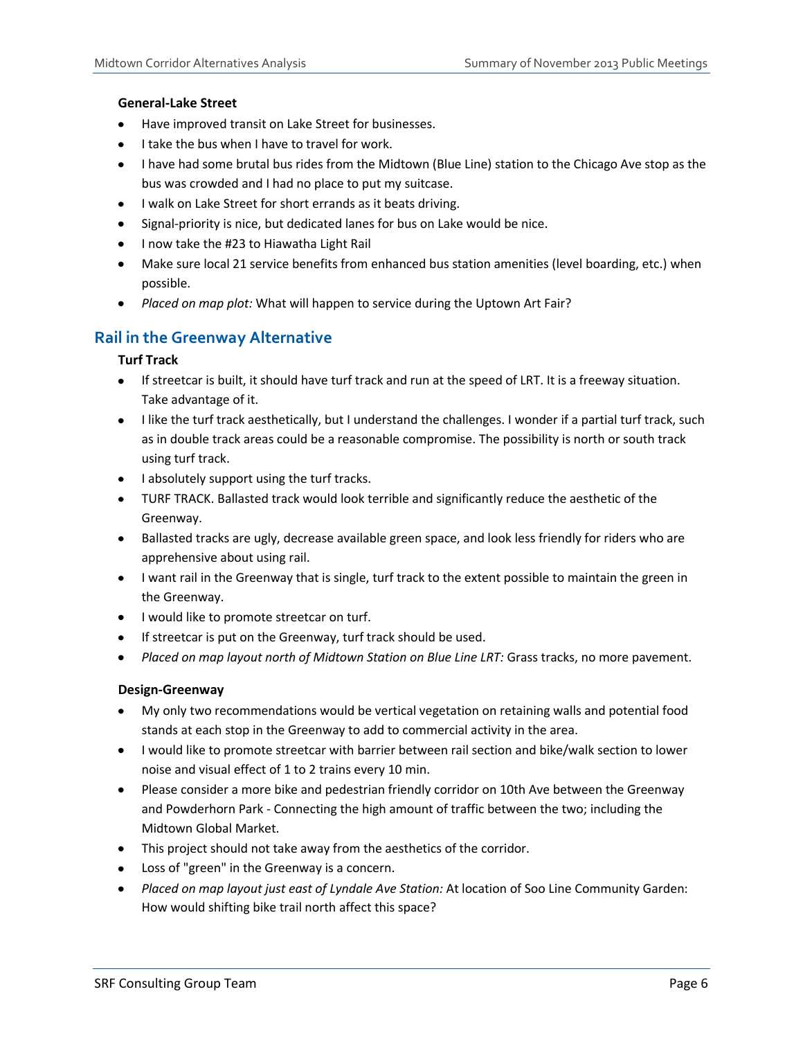**General-Lake Street**

- Have improved transit on Lake Street for businesses.
- I take the bus when I have to travel for work.
- I have had some brutal bus rides from the Midtown (Blue Line) station to the Chicago Ave stop as the bus was crowded and I had no place to put my suitcase.
- I walk on Lake Street for short errands as it beats driving.
- Signal-priority is nice, but dedicated lanes for bus on Lake would be nice.
- I now take the #23 to Hiawatha Light Rail
- Make sure local 21 service benefits from enhanced bus station amenities (level boarding, etc.) when possible.
- *Placed on map plot:* What will happen to service during the Uptown Art Fair?

## Rail in the Greenway Alternative

**Turf Track**

- If streetcar is built, it should have turf track and run at the speed of LRT. It is a freeway situation. Take advantage of it.
- I like the turf track aesthetically, but I understand the challenges. I wonder if a partial turf track, such as in double track areas could be a reasonable compromise. The possibility is north or south track using turf track.
- I absolutely support using the turf tracks.
- TURF TRACK. Ballasted track would look terrible and significantly reduce the aesthetic of the Greenway.
- Ballasted tracks are ugly, decrease available green space, and look less friendly for riders who are apprehensive about using rail.
- I want rail in the Greenway that is single, turf track to the extent possible to maintain the green in the Greenway.
- I would like to promote streetcar on turf.
- If streetcar is put on the Greenway, turf track should be used.
- *Placed on map layout north of Midtown Station on Blue Line LRT:* Grass tracks, no more pavement.

**Design-Greenway**

- My only two recommendations would be vertical vegetation on retaining walls and potential food stands at each stop in the Greenway to add to commercial activity in the area.
- I would like to promote streetcar with barrier between rail section and bike/walk section to lower noise and visual effect of 1 to 2 trains every 10 min.
- Please consider a more bike and pedestrian friendly corridor on 10th Ave between the Greenway and Powderhorn Park - Connecting the high amount of traffic between the two; including the Midtown Global Market.
- This project should not take away from the aesthetics of the corridor.
- Loss of "green" in the Greenway is a concern.
- *Placed on map layout just east of Lyndale Ave Station:* At location of Soo Line Community Garden: How would shifting bike trail north affect this space?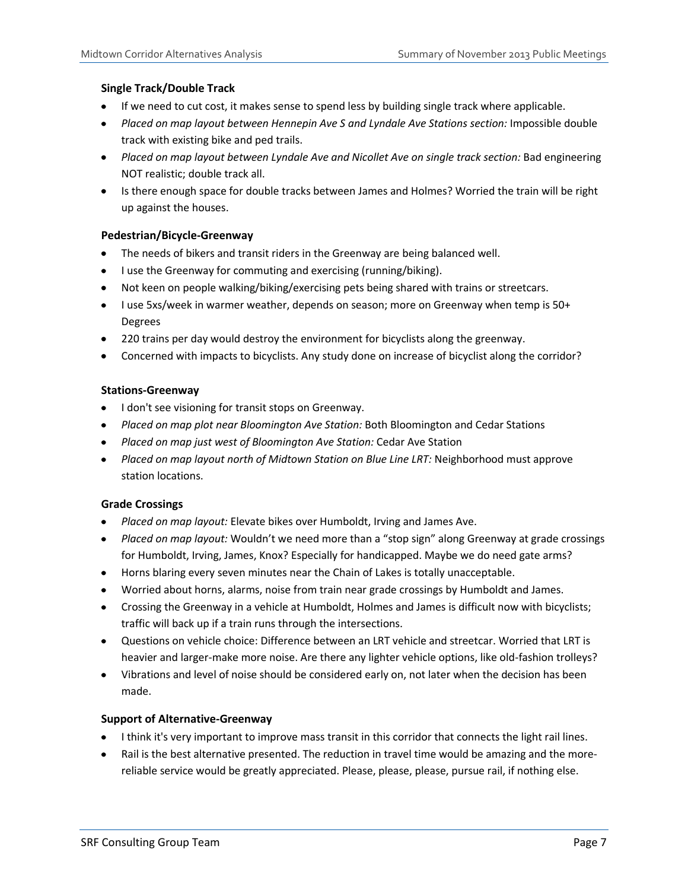**Single Track/Double Track**

- If we need to cut cost, it makes sense to spend less by building single track where applicable.
- *Placed on map layout between Hennepin Ave S and Lyndale Ave Stations section:* Impossible double track with existing bike and ped trails.
- *Placed on map layout between Lyndale Ave and Nicollet Ave on single track section:* Bad engineering NOT realistic; double track all.
- Is there enough space for double tracks between James and Holmes? Worried the train will be right up against the houses.

**Pedestrian/Bicycle-Greenway**

- The needs of bikers and transit riders in the Greenway are being balanced well.
- I use the Greenway for commuting and exercising (running/biking).
- Not keen on people walking/biking/exercising pets being shared with trains or streetcars.
- I use 5xs/week in warmer weather, depends on season; more on Greenway when temp is 50+ Degrees
- 220 trains per day would destroy the environment for bicyclists along the greenway.
- Concerned with impacts to bicyclists. Any study done on increase of bicyclist along the corridor?

**Stations-Greenway**

- I don't see visioning for transit stops on Greenway.
- *Placed on map plot near Bloomington Ave Station:* Both Bloomington and Cedar Stations
- *Placed on map just west of Bloomington Ave Station:* Cedar Ave Station
- *Placed on map layout north of Midtown Station on Blue Line LRT:* Neighborhood must approve station locations.

**Grade Crossings**

- *Placed on map layout:* Elevate bikes over Humboldt, Irving and James Ave.
- *Placed on map layout:* Wouldn't we need more than a "stop sign" along Greenway at grade crossings for Humboldt, Irving, James, Knox? Especially for handicapped. Maybe we do need gate arms?
- Horns blaring every seven minutes near the Chain of Lakes is totally unacceptable.
- Worried about horns, alarms, noise from train near grade crossings by Humboldt and James.
- Crossing the Greenway in a vehicle at Humboldt, Holmes and James is difficult now with bicyclists; traffic will back up if a train runs through the intersections.
- Questions on vehicle choice: Difference between an LRT vehicle and streetcar. Worried that LRT is heavier and larger-make more noise. Are there any lighter vehicle options, like old-fashion trolleys?
- Vibrations and level of noise should be considered early on, not later when the decision has been made.

**Support of Alternative-Greenway**

- I think it's very important to improve mass transit in this corridor that connects the light rail lines.
- Rail is the best alternative presented. The reduction in travel time would be amazing and the more-reliable service would be greatly appreciated. Please, please, please, pursue rail, if nothing else.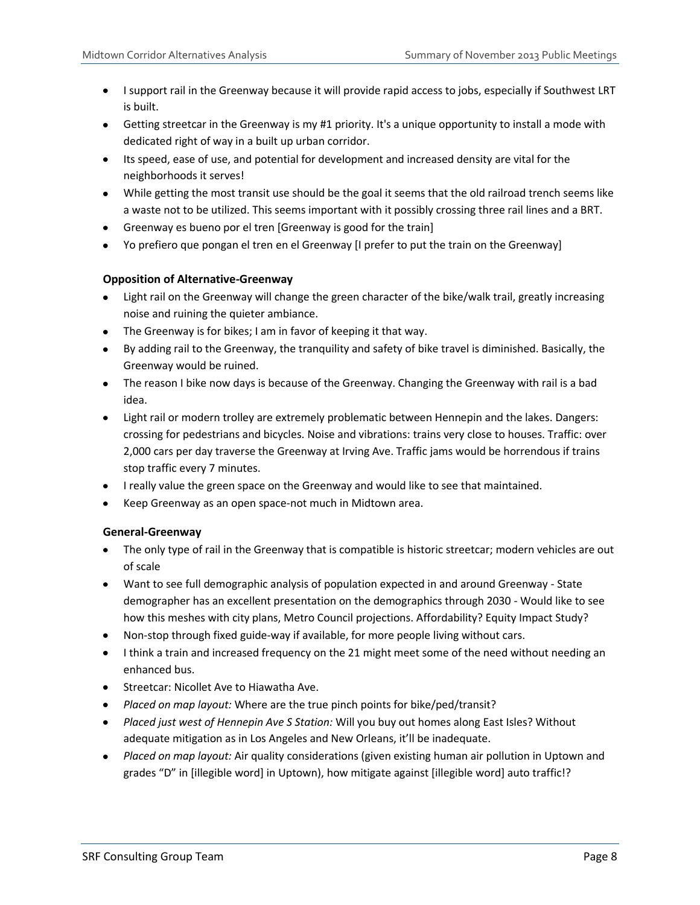- I support rail in the Greenway because it will provide rapid access to jobs, especially if Southwest LRT is built.
- Getting streetcar in the Greenway is my #1 priority. It's a unique opportunity to install a mode with dedicated right of way in a built up urban corridor.
- Its speed, ease of use, and potential for development and increased density are vital for the neighborhoods it serves!
- While getting the most transit use should be the goal it seems that the old railroad trench seems like a waste not to be utilized. This seems important with it possibly crossing three rail lines and a BRT.
- Greenway es bueno por el tren [Greenway is good for the train]
- Yo prefiero que pongan el tren en el Greenway [I prefer to put the train on the Greenway]

**Opposition of Alternative-Greenway**

- Light rail on the Greenway will change the green character of the bike/walk trail, greatly increasing noise and ruining the quieter ambiance.
- The Greenway is for bikes; I am in favor of keeping it that way.
- By adding rail to the Greenway, the tranquility and safety of bike travel is diminished. Basically, the Greenway would be ruined.
- The reason I bike now days is because of the Greenway. Changing the Greenway with rail is a bad idea.
- Light rail or modern trolley are extremely problematic between Hennepin and the lakes. Dangers: crossing for pedestrians and bicycles. Noise and vibrations: trains very close to houses. Traffic: over 2,000 cars per day traverse the Greenway at Irving Ave. Traffic jams would be horrendous if trains stop traffic every 7 minutes.
- I really value the green space on the Greenway and would like to see that maintained.
- Keep Greenway as an open space-not much in Midtown area.

**General-Greenway**

- The only type of rail in the Greenway that is compatible is historic streetcar; modern vehicles are out of scale
- Want to see full demographic analysis of population expected in and around Greenway - State demographer has an excellent presentation on the demographics through 2030 - Would like to see how this meshes with city plans, Metro Council projections. Affordability? Equity Impact Study?
- Non-stop through fixed guide-way if available, for more people living without cars.
- I think a train and increased frequency on the 21 might meet some of the need without needing an enhanced bus.
- Streetcar: Nicollet Ave to Hiawatha Ave.
- *Placed on map layout:* Where are the true pinch points for bike/ped/transit?
- *Placed just west of Hennepin Ave S Station:* Will you buy out homes along East Isles? Without adequate mitigation as in Los Angeles and New Orleans, it'll be inadequate.
- *Placed on map layout:* Air quality considerations (given existing human air pollution in Uptown and grades "D" in [illegible word] in Uptown), how mitigate against [illegible word] auto traffic!?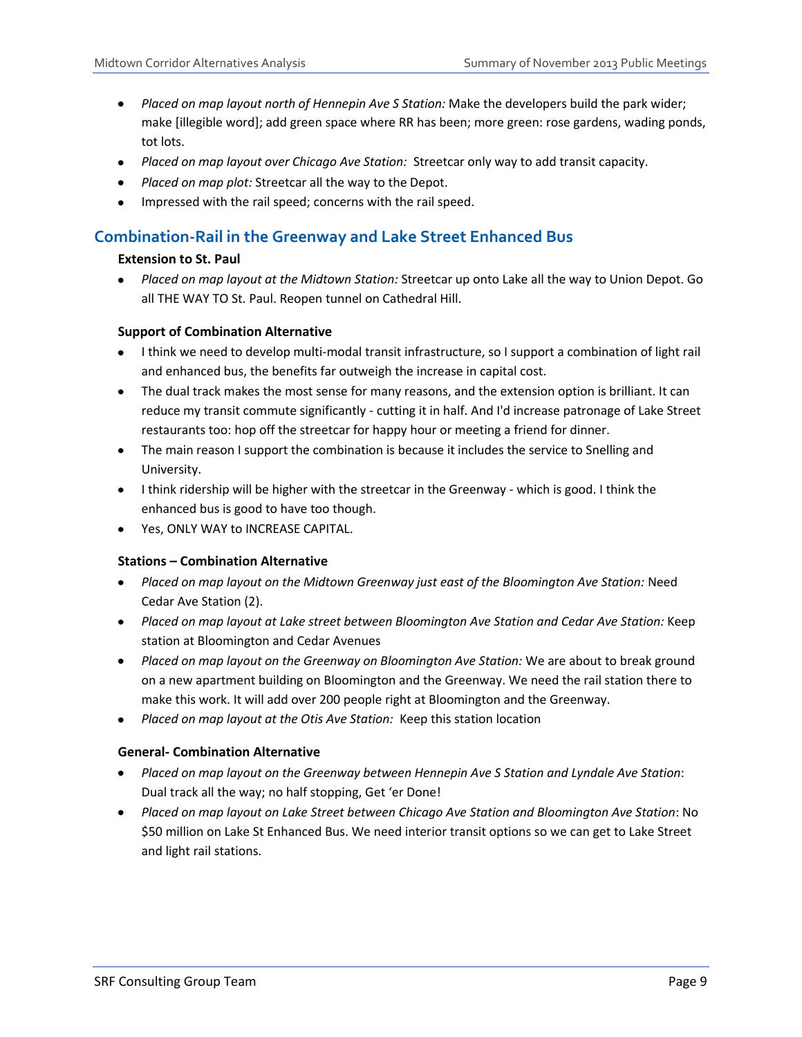- *Placed on map layout north of Hennepin Ave S Station:* Make the developers build the park wider; make [illegible word]; add green space where RR has been; more green: rose gardens, wading ponds, tot lots.
- *Placed on map layout over Chicago Ave Station:* Streetcar only way to add transit capacity.
- *Placed on map plot:* Streetcar all the way to the Depot.
- Impressed with the rail speed; concerns with the rail speed.

## Combination-Rail in the Greenway and Lake Street Enhanced Bus

#### Extension to St. Paul

- *Placed on map layout at the Midtown Station:* Streetcar up onto Lake all the way to Union Depot. Go all THE WAY TO St. Paul. Reopen tunnel on Cathedral Hill.

#### Support of Combination Alternative

- I think we need to develop multi-modal transit infrastructure, so I support a combination of light rail and enhanced bus, the benefits far outweigh the increase in capital cost.
- The dual track makes the most sense for many reasons, and the extension option is brilliant. It can reduce my transit commute significantly - cutting it in half. And I'd increase patronage of Lake Street restaurants too: hop off the streetcar for happy hour or meeting a friend for dinner.
- The main reason I support the combination is because it includes the service to Snelling and University.
- I think ridership will be higher with the streetcar in the Greenway - which is good. I think the enhanced bus is good to have too though.
- Yes, ONLY WAY to INCREASE CAPITAL.

#### Stations – Combination Alternative

- *Placed on map layout on the Midtown Greenway just east of the Bloomington Ave Station:* Need Cedar Ave Station (2).
- *Placed on map layout at Lake street between Bloomington Ave Station and Cedar Ave Station:* Keep station at Bloomington and Cedar Avenues
- *Placed on map layout on the Greenway on Bloomington Ave Station:* We are about to break ground on a new apartment building on Bloomington and the Greenway. We need the rail station there to make this work. It will add over 200 people right at Bloomington and the Greenway.
- *Placed on map layout at the Otis Ave Station:* Keep this station location

#### General- Combination Alternative

- *Placed on map layout on the Greenway between Hennepin Ave S Station and Lyndale Ave Station*: Dual track all the way; no half stopping, Get 'er Done!
- *Placed on map layout on Lake Street between Chicago Ave Station and Bloomington Ave Station*: No $50 million on Lake St Enhanced Bus. We need interior transit options so we can get to Lake Street and light rail stations.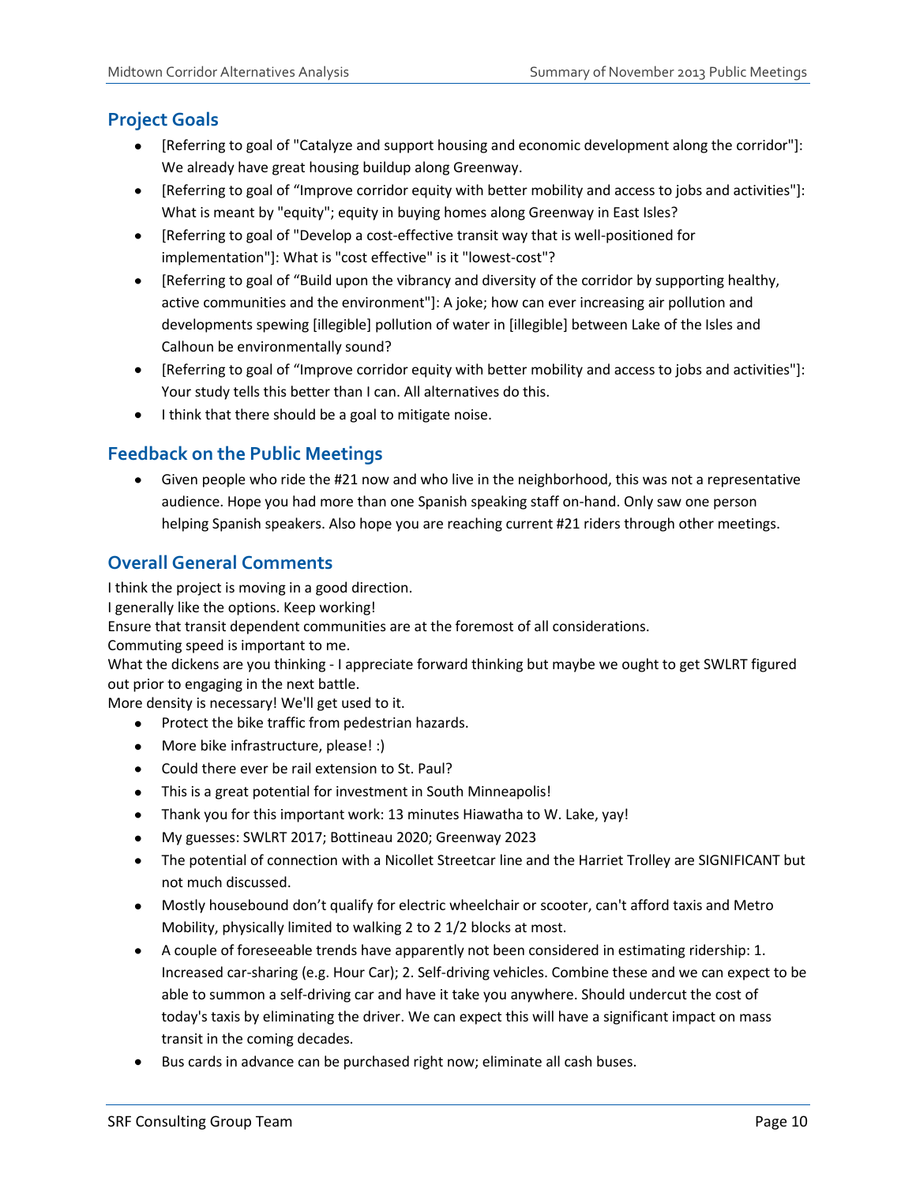## Project Goals

- [Referring to goal of "Catalyze and support housing and economic development along the corridor"]: We already have great housing buildup along Greenway.
- [Referring to goal of "Improve corridor equity with better mobility and access to jobs and activities"]: What is meant by "equity"; equity in buying homes along Greenway in East Isles?
- [Referring to goal of "Develop a cost-effective transit way that is well-positioned for implementation"]: What is "cost effective" is it "lowest-cost"?
- [Referring to goal of "Build upon the vibrancy and diversity of the corridor by supporting healthy, active communities and the environment"]: A joke; how can ever increasing air pollution and developments spewing [illegible] pollution of water in [illegible] between Lake of the Isles and Calhoun be environmentally sound?
- [Referring to goal of "Improve corridor equity with better mobility and access to jobs and activities"]: Your study tells this better than I can. All alternatives do this.
- I think that there should be a goal to mitigate noise.

## Feedback on the Public Meetings

- Given people who ride the #21 now and who live in the neighborhood, this was not a representative audience. Hope you had more than one Spanish speaking staff on-hand. Only saw one person helping Spanish speakers. Also hope you are reaching current #21 riders through other meetings.

## Overall General Comments

I think the project is moving in a good direction.

I generally like the options. Keep working!

Ensure that transit dependent communities are at the foremost of all considerations.

Commuting speed is important to me.

What the dickens are you thinking - I appreciate forward thinking but maybe we ought to get SWLRT figured out prior to engaging in the next battle.

More density is necessary! We'll get used to it.

- Protect the bike traffic from pedestrian hazards.
- More bike infrastructure, please! :)
- Could there ever be rail extension to St. Paul?
- This is a great potential for investment in South Minneapolis!
- Thank you for this important work: 13 minutes Hiawatha to W. Lake, yay!
- My guesses: SWLRT 2017; Bottineau 2020; Greenway 2023
- The potential of connection with a Nicollet Streetcar line and the Harriet Trolley are SIGNIFICANT but not much discussed.
- Mostly housebound don't qualify for electric wheelchair or scooter, can't afford taxis and Metro Mobility, physically limited to walking 2 to 2 1/2 blocks at most.
- A couple of foreseeable trends have apparently not been considered in estimating ridership: 1. Increased car-sharing (e.g. Hour Car); 2. Self-driving vehicles. Combine these and we can expect to be able to summon a self-driving car and have it take you anywhere. Should undercut the cost of today's taxis by eliminating the driver. We can expect this will have a significant impact on mass transit in the coming decades.
- Bus cards in advance can be purchased right now; eliminate all cash buses.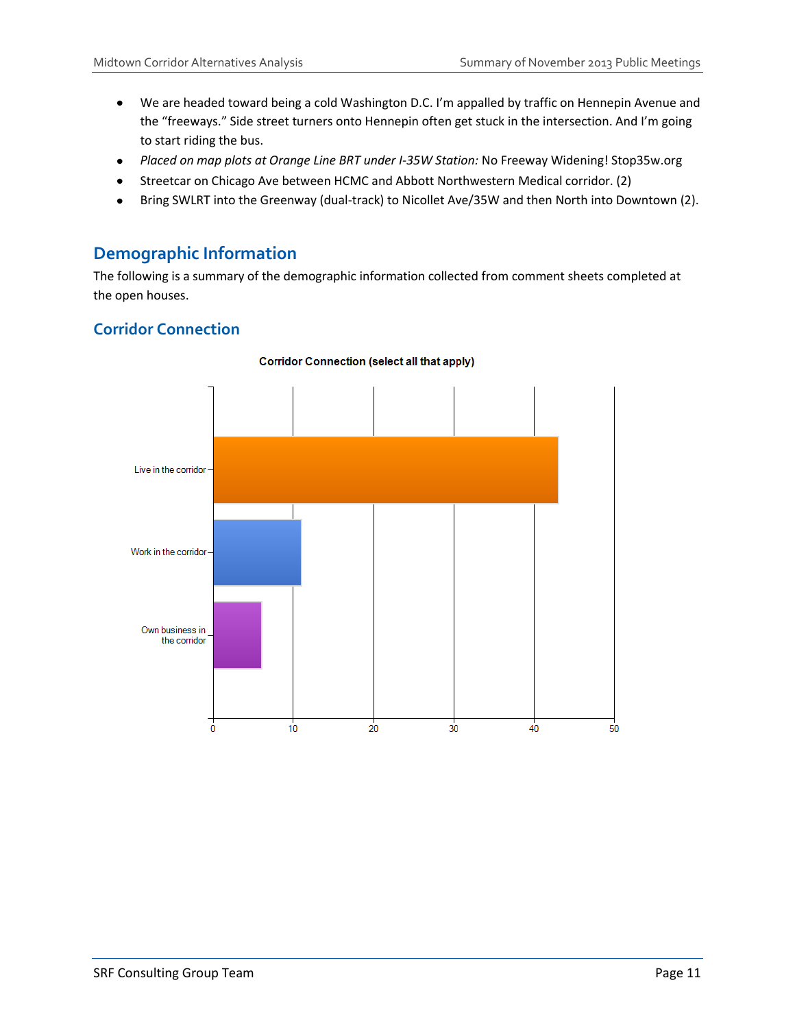- We are headed toward being a cold Washington D.C. I'm appalled by traffic on Hennepin Avenue and the "freeways." Side street turners onto Hennepin often get stuck in the intersection. And I'm going to start riding the bus.
- *Placed on map plots at Orange Line BRT under I-35W Station:* No Freeway Widening! Stop35w.org
- Streetcar on Chicago Ave between HCMC and Abbott Northwestern Medical corridor. (2)
- Bring SWLRT into the Greenway (dual-track) to Nicollet Ave/35W and then North into Downtown (2).

## Demographic Information

The following is a summary of the demographic information collected from comment sheets completed at the open houses.

### Corridor Connection

**Corridor Connection (select all that apply)**

| Corridor Connection | Responses (approx.) |
|---|---|
| Live in the corridor | 43 |
| Work in the corridor | 11 |
| Own business in the corridor | 6 |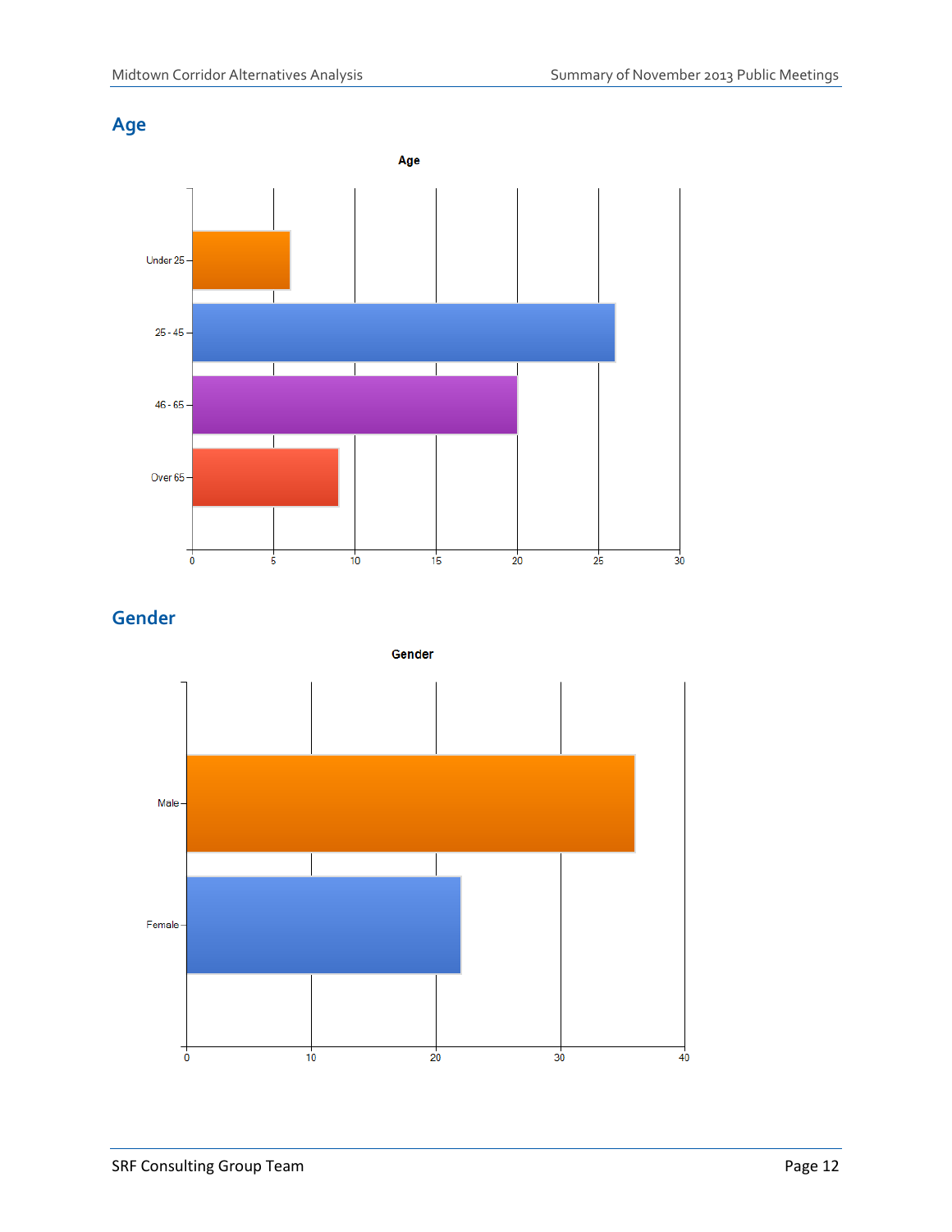## Age

Age

| Category | Value |
|---|---|
| Under 25 | 6 |
| 25 - 45 | 26 |
| 46 - 65 | 20 |
| Over 65 | 9 |

## Gender

Gender

| Category | Value |
|---|---|
| Male | 36 |
| Female | 22 |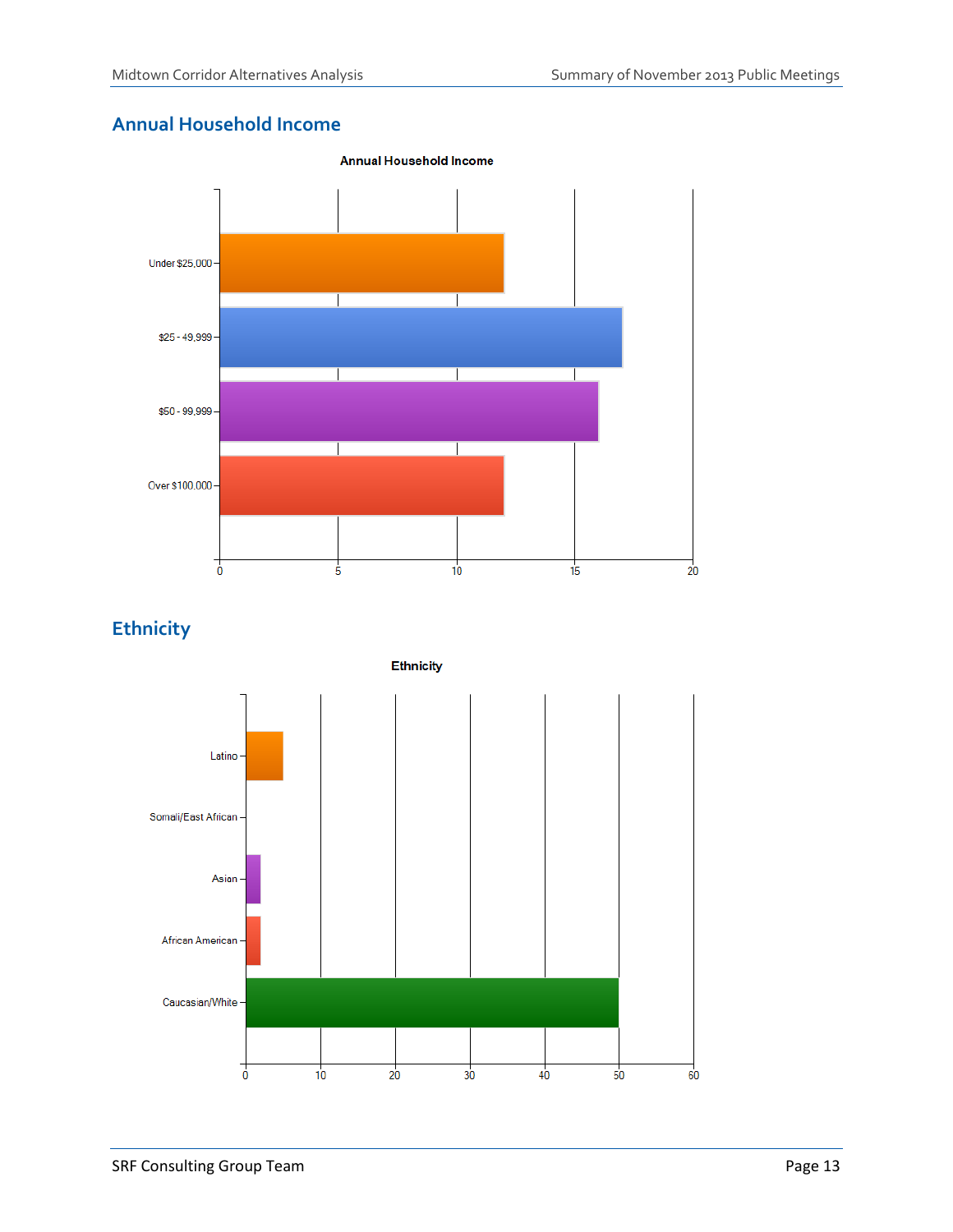## Annual Household Income

**Annual Household Income**

| Income | Count |
|---|---|
| Under $25,000 | 12 |
| $25 - 49,999 | 17 |
| $50 - 99,999 | 16 |
| Over $100,000 | 12 |

## Ethnicity

**Ethnicity**

| Ethnicity | Count |
|---|---|
| Latino | 5 |
| Somali/East African | 0 |
| Asian | 2 |
| Africen American | 2 |
| Caucasian/White | 50 |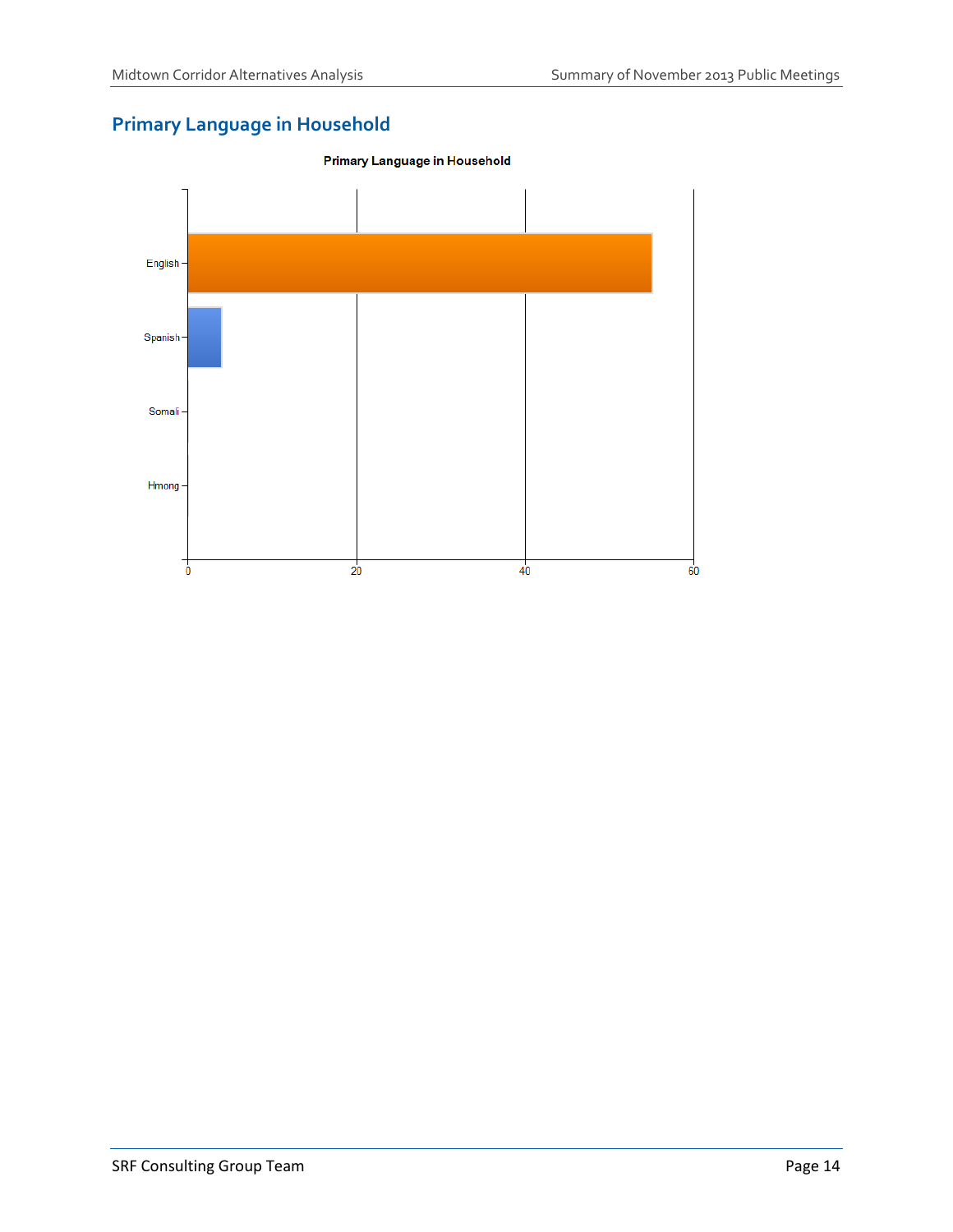## Primary Language in Household

Primary Language in Household

English

Spanish

Somali

Hmong

0
20
40
60